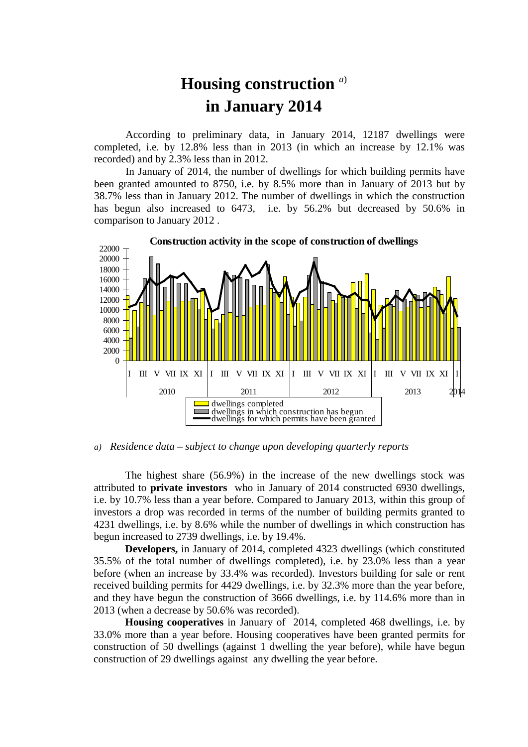# Housing construction [a]
# in January 2014

According to preliminary data, in January 2014, 12187 dwellings were completed, i.e. by 12.8% less than in 2013 (in which an increase by 12.1% was recorded) and by 2.3% less than in 2012.

In January of 2014, the number of dwellings for which building permits have been granted amounted to 8750, i.e. by 8.5% more than in January of 2013 but by 38.7% less than in January 2012. The number of dwellings in which the construction has begun also increased to 6473, i.e. by 56.2% but decreased by 50.6% in comparison to January 2012 .

**Construction activity in the scope of construction of dwellings**

*a) Residence data – subject to change upon developing quarterly reports*

The highest share (56.9%) in the increase of the new dwellings stock was attributed to **private investors** who in January of 2014 constructed 6930 dwellings, i.e. by 10.7% less than a year before. Compared to January 2013, within this group of investors a drop was recorded in terms of the number of building permits granted to 4231 dwellings, i.e. by 8.6% while the number of dwellings in which construction has begun increased to 2739 dwellings, i.e. by 19.4%.

**Developers,** in January of 2014, completed 4323 dwellings (which constituted 35.5% of the total number of dwellings completed), i.e. by 23.0% less than a year before (when an increase by 33.4% was recorded). Investors building for sale or rent received building permits for 4429 dwellings, i.e. by 32.3% more than the year before, and they have begun the construction of 3666 dwellings, i.e. by 114.6% more than in 2013 (when a decrease by 50.6% was recorded).

**Housing cooperatives** in January of 2014, completed 468 dwellings, i.e. by 33.0% more than a year before. Housing cooperatives have been granted permits for construction of 50 dwellings (against 1 dwelling the year before), while have begun construction of 29 dwellings against any dwelling the year before.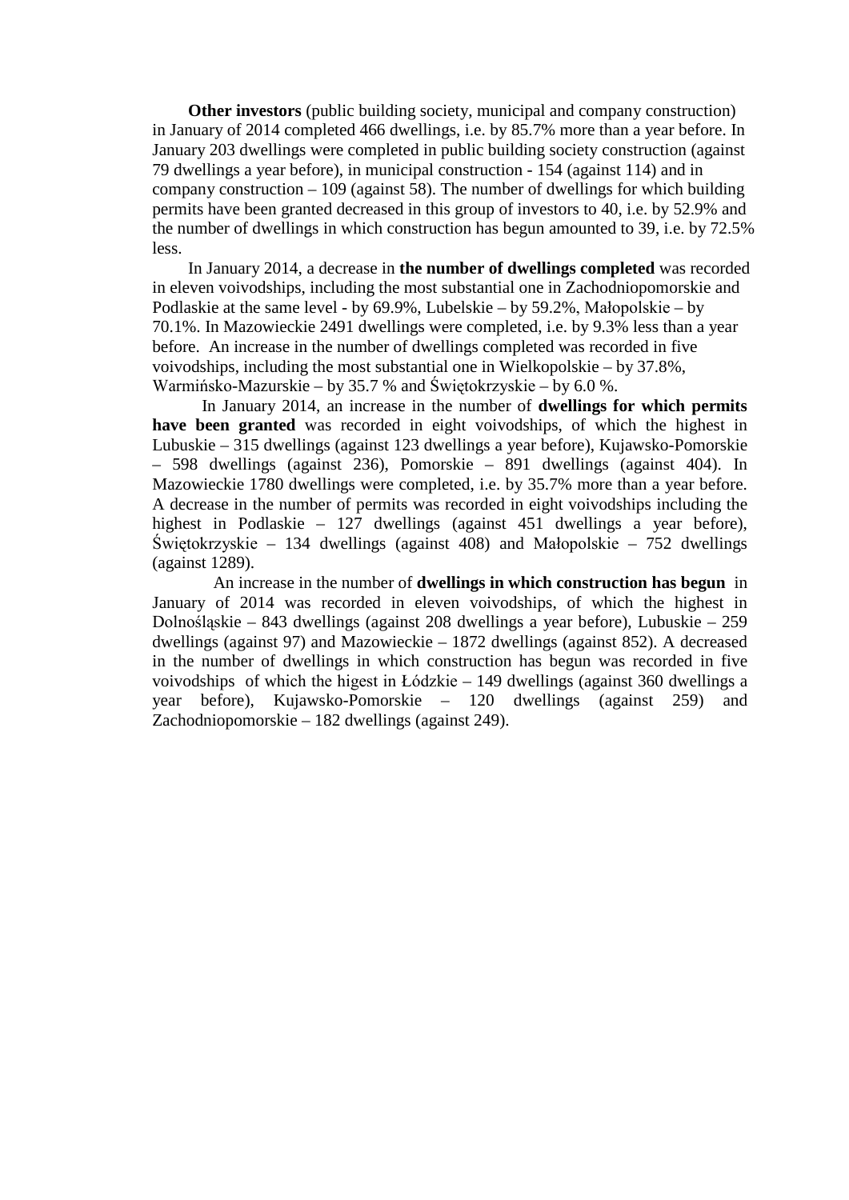**Other investors** (public building society, municipal and company construction) in January of 2014 completed 466 dwellings, i.e. by 85.7% more than a year before. In January 203 dwellings were completed in public building society construction (against 79 dwellings a year before), in municipal construction - 154 (against 114) and in company construction – 109 (against 58). The number of dwellings for which building permits have been granted decreased in this group of investors to 40, i.e. by 52.9% and the number of dwellings in which construction has begun amounted to 39, i.e. by 72.5% less.

In January 2014, a decrease in **the number of dwellings completed** was recorded in eleven voivodships, including the most substantial one in Zachodniopomorskie and Podlaskie at the same level - by 69.9%, Lubelskie – by 59.2%, Małopolskie – by 70.1%. In Mazowieckie 2491 dwellings were completed, i.e. by 9.3% less than a year before. An increase in the number of dwellings completed was recorded in five voivodships, including the most substantial one in Wielkopolskie – by 37.8%, Warmińsko-Mazurskie – by 35.7 % and Świętokrzyskie – by 6.0 %.

In January 2014, an increase in the number of **dwellings for which permits have been granted** was recorded in eight voivodships, of which the highest in Lubuskie – 315 dwellings (against 123 dwellings a year before), Kujawsko-Pomorskie – 598 dwellings (against 236), Pomorskie – 891 dwellings (against 404). In Mazowieckie 1780 dwellings were completed, i.e. by 35.7% more than a year before. A decrease in the number of permits was recorded in eight voivodships including the highest in Podlaskie – 127 dwellings (against 451 dwellings a year before), Świętokrzyskie – 134 dwellings (against 408) and Małopolskie – 752 dwellings (against 1289).

An increase in the number of **dwellings in which construction has begun** in January of 2014 was recorded in eleven voivodships, of which the highest in Dolnośląskie – 843 dwellings (against 208 dwellings a year before), Lubuskie – 259 dwellings (against 97) and Mazowieckie – 1872 dwellings (against 852). A decreased in the number of dwellings in which construction has begun was recorded in five voivodships of which the higest in Łódzkie – 149 dwellings (against 360 dwellings a year before), Kujawsko-Pomorskie – 120 dwellings (against 259) and Zachodniopomorskie – 182 dwellings (against 249).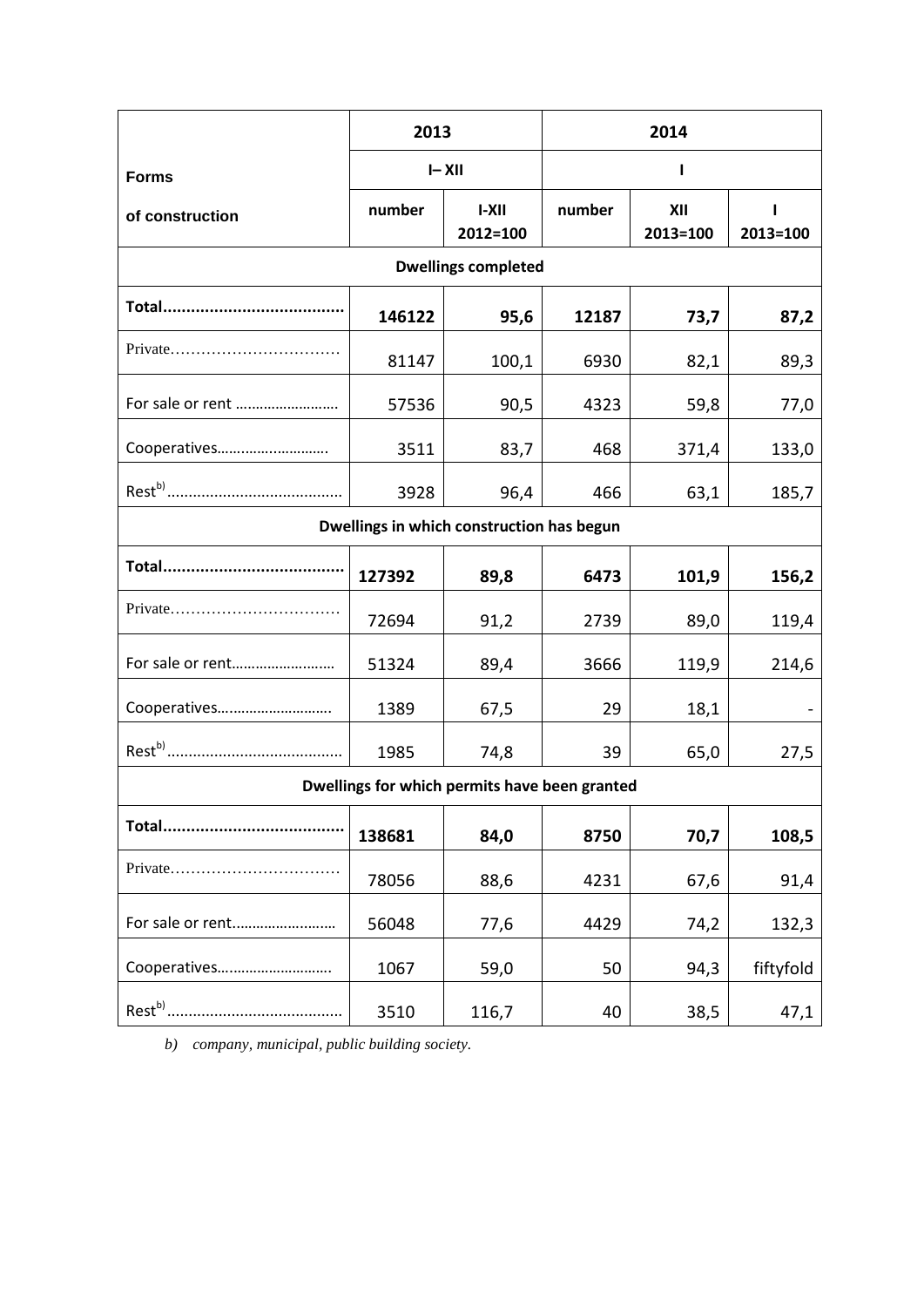| Forms of construction | 2013 | | 2014 | | |
|---|---|---|---|---|---|
| | I– XII | | I | | |
| | number | I-XII 2012=100 | number | XII 2013=100 | I 2013=100 |
| **Dwellings completed** | | | | | |
| **Total.......................................** | **146122** | **95,6** | **12187** | **73,7** | **87,2** |
| Private................................ | 81147 | 100,1 | 6930 | 82,1 | 89,3 |
| For sale or rent .......................... | 57536 | 90,5 | 4323 | 59,8 | 77,0 |
| Cooperatives............................ | 3511 | 83,7 | 468 | 371,4 | 133,0 |
| Rest[b)] ......................................... | 3928 | 96,4 | 466 | 63,1 | 185,7 |
| **Dwellings in which construction has begun** | | | | | |
| **Total.......................................** | **127392** | **89,8** | **6473** | **101,9** | **156,2** |
| Private................................ | 72694 | 91,2 | 2739 | 89,0 | 119,4 |
| For sale or rent.......................... | 51324 | 89,4 | 3666 | 119,9 | 214,6 |
| Cooperatives............................ | 1389 | 67,5 | 29 | 18,1 | - |
| Rest[b)] ......................................... | 1985 | 74,8 | 39 | 65,0 | 27,5 |
| **Dwellings for which permits have been granted** | | | | | |
| **Total.......................................** | **138681** | **84,0** | **8750** | **70,7** | **108,5** |
| Private................................ | 78056 | 88,6 | 4231 | 67,6 | 91,4 |
| For sale or rent.......................... | 56048 | 77,6 | 4429 | 74,2 | 132,3 |
| Cooperatives............................ | 1067 | 59,0 | 50 | 94,3 | fiftyfold |
| Rest[b)] ......................................... | 3510 | 116,7 | 40 | 38,5 | 47,1 |

*b) company, municipal, public building society.*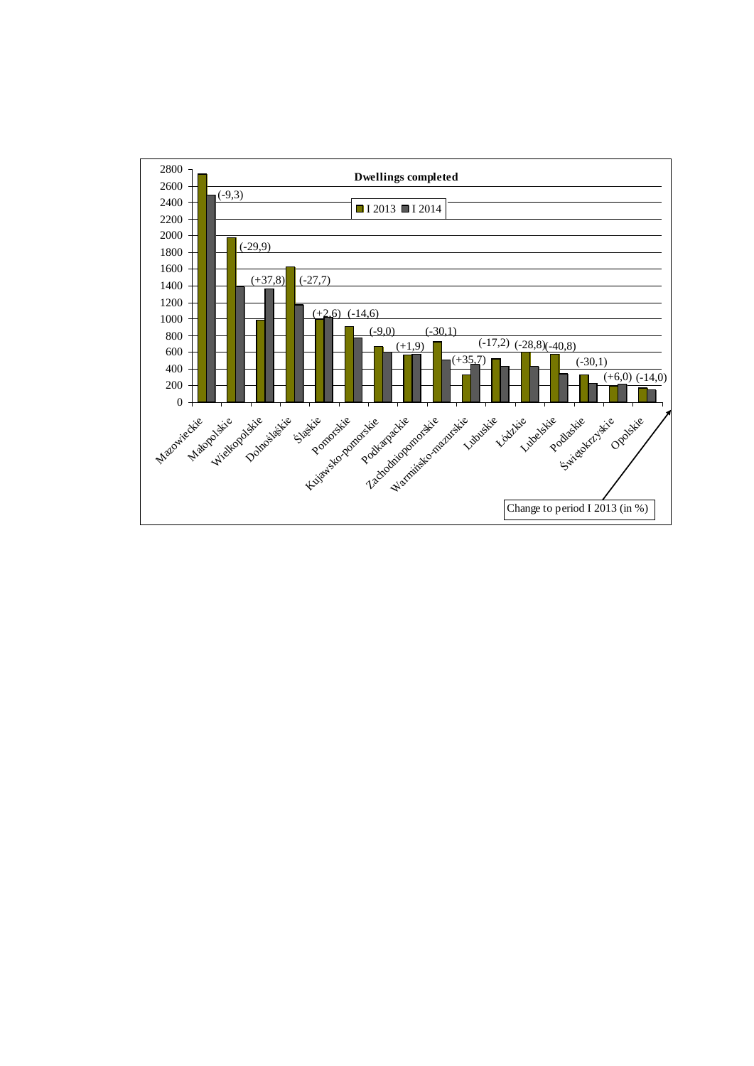**Dwellings completed**

■ I 2013 ■ I 2014

Change to period I 2013 (in %)

| Voivodship | Change to period I 2013 (in %) |
| --- | --- |
| Mazowieckie | (-9,3) |
| Małopolskie | (-29,9) |
| Wielkopolskie | (+37,8) |
| Dolnośląskie | (-27,7) |
| Śląskie | (+2,6) |
| Pomorskie | (-14,6) |
| Kujawsko-pomorskie | (-9,0) |
| Podkarpackie | (+1,9) |
| Zachodniopomorskie | (-30,1) |
| Warmińsko-mazurskie | (+35,7) |
| Lubuskie | (-17,2) |
| Łódzkie | (-28,8) |
| Lubelskie | (-40,8) |
| Podlaskie | (-30,1) |
| Świętokrzyskie | (+6,0) |
| Opolskie | (-14,0) |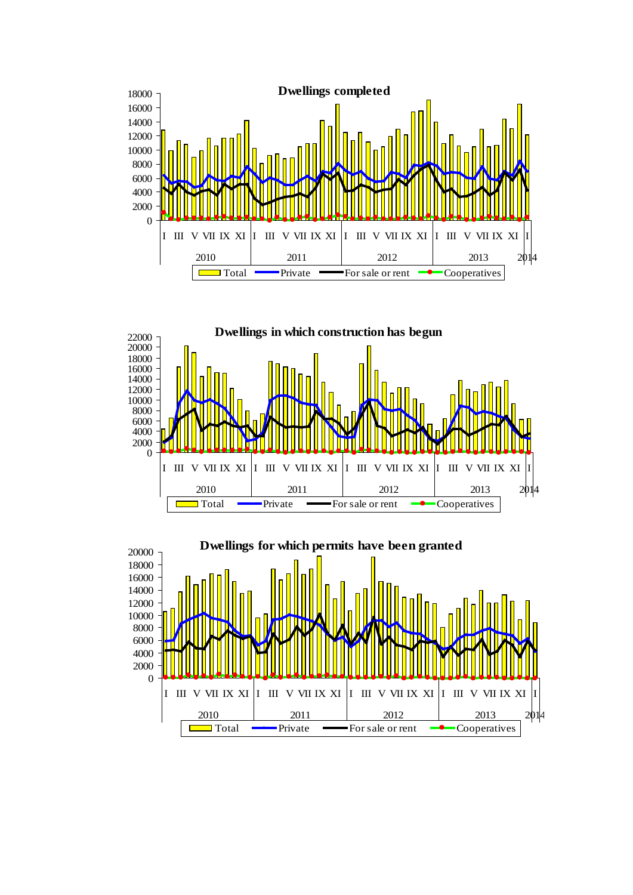**Dwellings completed**

18000
16000
14000
12000
10000
8000
6000
4000
2000
0

I III V VII IX XI I III V VII IX XI I III V VII IX XI I III V VII IX XI I

2010 2011 2012 2013 2014

Total Private For sale or rent Cooperatives

**Dwellings in which construction has begun**

22000
20000
18000
16000
14000
12000
10000
8000
6000
4000
2000
0

I III V VII IX XI I III V VII IX XI I III V VII IX XI I III V VII IX XI I

2010 2011 2012 2013 2014

Total Private For sale or rent Cooperatives

**Dwellings for which permits have been granted**

20000
18000
16000
14000
12000
10000
8000
6000
4000
2000
0

I III V VII IX XI I III V VII IX XI I III V VII IX XI I III V VII IX XI I

2010 2011 2012 2013 2014

Total Private For sale or rent Cooperatives